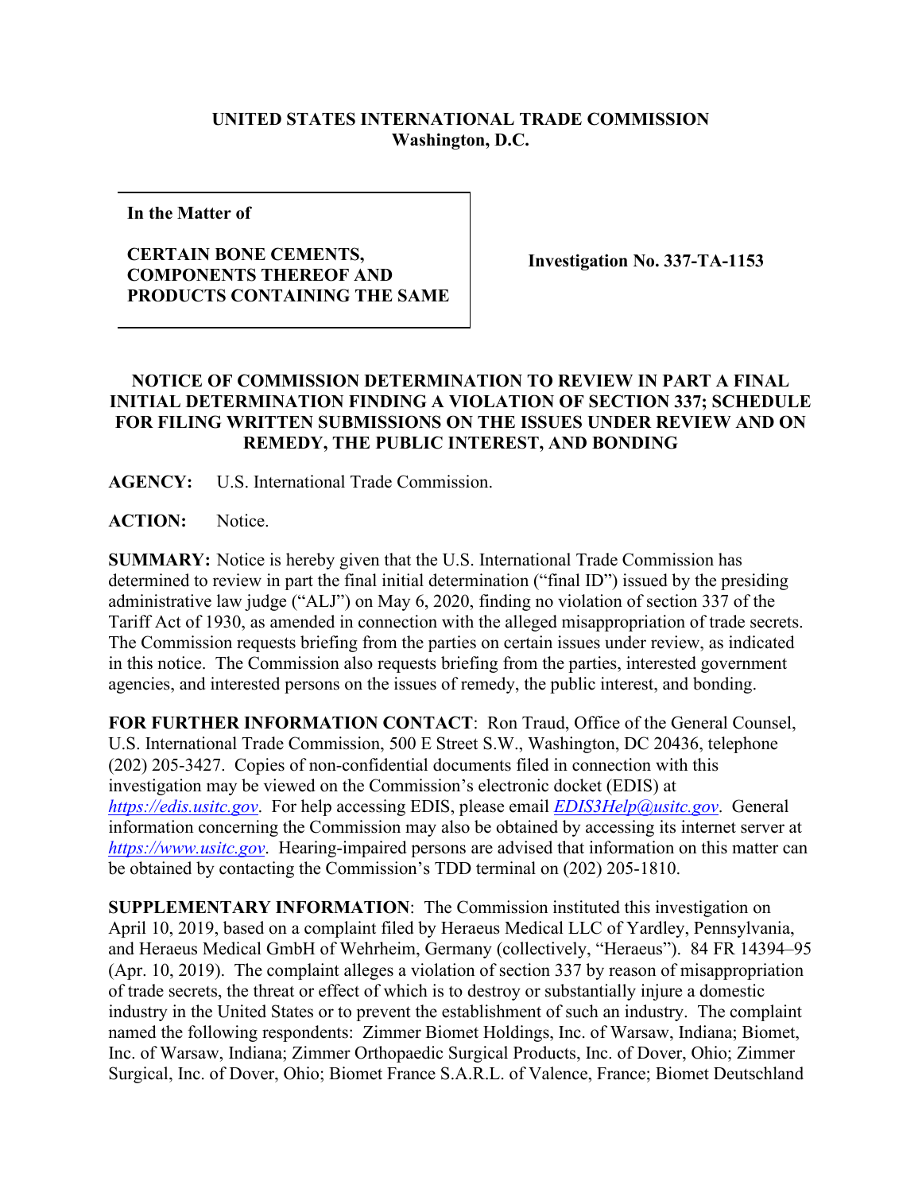**UNITED STATES INTERNATIONAL TRADE COMMISSION**
**Washington, D.C.**

| **In the Matter of** <br><br> **CERTAIN BONE CEMENTS, COMPONENTS THEREOF AND PRODUCTS CONTAINING THE SAME** | **Investigation No. 337-TA-1153** |
|---|---|

**NOTICE OF COMMISSION DETERMINATION TO REVIEW IN PART A FINAL INITIAL DETERMINATION FINDING A VIOLATION OF SECTION 337; SCHEDULE FOR FILING WRITTEN SUBMISSIONS ON THE ISSUES UNDER REVIEW AND ON REMEDY, THE PUBLIC INTEREST, AND BONDING**

**AGENCY:** U.S. International Trade Commission.

**ACTION:** Notice.

**SUMMARY:** Notice is hereby given that the U.S. International Trade Commission has determined to review in part the final initial determination ("final ID") issued by the presiding administrative law judge ("ALJ") on May 6, 2020, finding no violation of section 337 of the Tariff Act of 1930, as amended in connection with the alleged misappropriation of trade secrets. The Commission requests briefing from the parties on certain issues under review, as indicated in this notice. The Commission also requests briefing from the parties, interested government agencies, and interested persons on the issues of remedy, the public interest, and bonding.

**FOR FURTHER INFORMATION CONTACT**: Ron Traud, Office of the General Counsel, U.S. International Trade Commission, 500 E Street S.W., Washington, DC 20436, telephone (202) 205-3427. Copies of non-confidential documents filed in connection with this investigation may be viewed on the Commission's electronic docket (EDIS) at *https://edis.usitc.gov*. For help accessing EDIS, please email *EDIS3Help@usitc.gov*. General information concerning the Commission may also be obtained by accessing its internet server at *https://www.usitc.gov*. Hearing-impaired persons are advised that information on this matter can be obtained by contacting the Commission's TDD terminal on (202) 205-1810.

**SUPPLEMENTARY INFORMATION**: The Commission instituted this investigation on April 10, 2019, based on a complaint filed by Heraeus Medical LLC of Yardley, Pennsylvania, and Heraeus Medical GmbH of Wehrheim, Germany (collectively, "Heraeus"). 84 FR 14394–95 (Apr. 10, 2019). The complaint alleges a violation of section 337 by reason of misappropriation of trade secrets, the threat or effect of which is to destroy or substantially injure a domestic industry in the United States or to prevent the establishment of such an industry. The complaint named the following respondents: Zimmer Biomet Holdings, Inc. of Warsaw, Indiana; Biomet, Inc. of Warsaw, Indiana; Zimmer Orthopaedic Surgical Products, Inc. of Dover, Ohio; Zimmer Surgical, Inc. of Dover, Ohio; Biomet France S.A.R.L. of Valence, France; Biomet Deutschland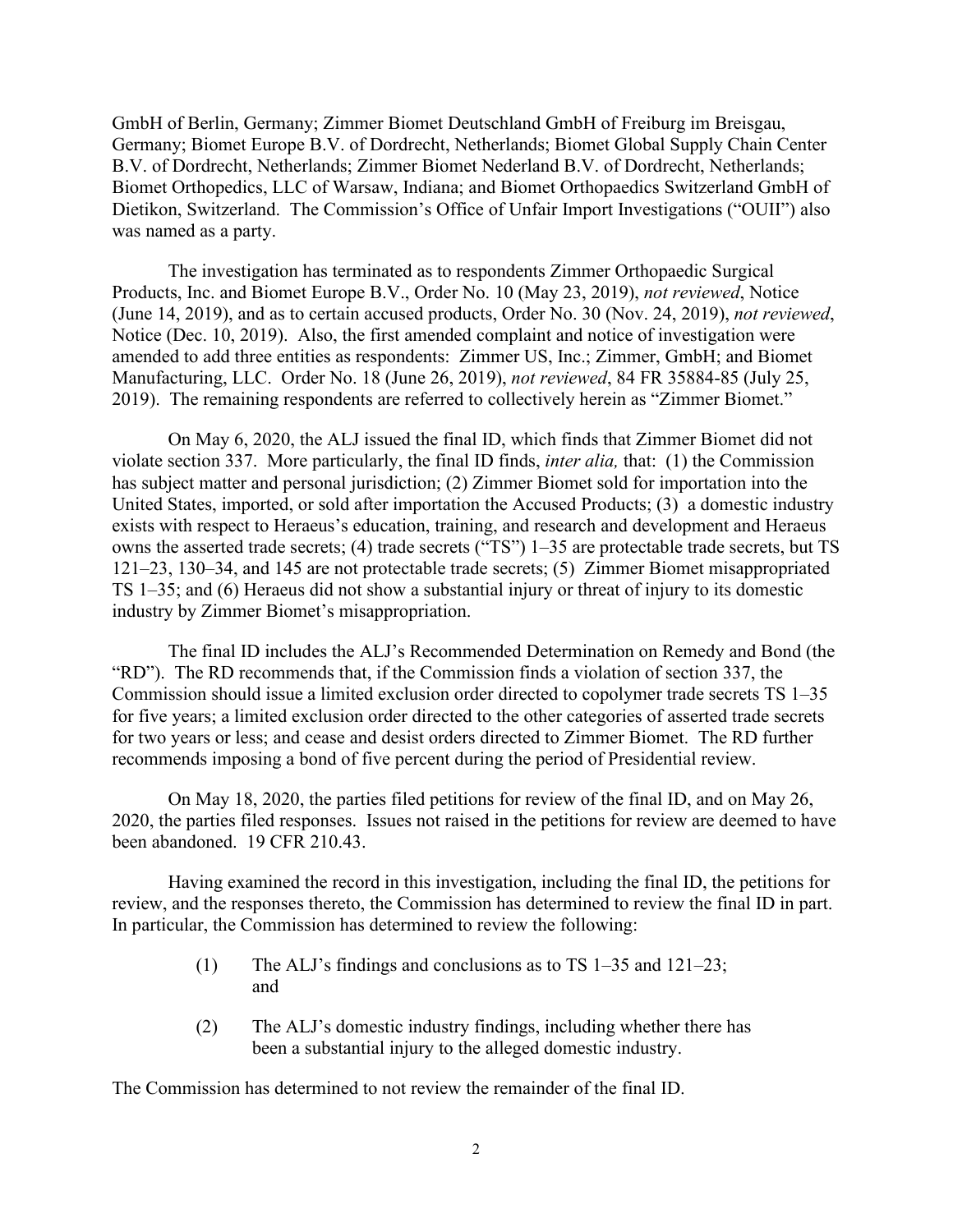GmbH of Berlin, Germany; Zimmer Biomet Deutschland GmbH of Freiburg im Breisgau, Germany; Biomet Europe B.V. of Dordrecht, Netherlands; Biomet Global Supply Chain Center B.V. of Dordrecht, Netherlands; Zimmer Biomet Nederland B.V. of Dordrecht, Netherlands; Biomet Orthopedics, LLC of Warsaw, Indiana; and Biomet Orthopaedics Switzerland GmbH of Dietikon, Switzerland. The Commission's Office of Unfair Import Investigations ("OUII") also was named as a party.

The investigation has terminated as to respondents Zimmer Orthopaedic Surgical Products, Inc. and Biomet Europe B.V., Order No. 10 (May 23, 2019), *not reviewed*, Notice (June 14, 2019), and as to certain accused products, Order No. 30 (Nov. 24, 2019), *not reviewed*, Notice (Dec. 10, 2019). Also, the first amended complaint and notice of investigation were amended to add three entities as respondents: Zimmer US, Inc.; Zimmer, GmbH; and Biomet Manufacturing, LLC. Order No. 18 (June 26, 2019), *not reviewed*, 84 FR 35884-85 (July 25, 2019). The remaining respondents are referred to collectively herein as "Zimmer Biomet."

On May 6, 2020, the ALJ issued the final ID, which finds that Zimmer Biomet did not violate section 337. More particularly, the final ID finds, *inter alia,* that: (1) the Commission has subject matter and personal jurisdiction; (2) Zimmer Biomet sold for importation into the United States, imported, or sold after importation the Accused Products; (3) a domestic industry exists with respect to Heraeus's education, training, and research and development and Heraeus owns the asserted trade secrets; (4) trade secrets ("TS") 1–35 are protectable trade secrets, but TS 121–23, 130–34, and 145 are not protectable trade secrets; (5) Zimmer Biomet misappropriated TS 1–35; and (6) Heraeus did not show a substantial injury or threat of injury to its domestic industry by Zimmer Biomet's misappropriation.

The final ID includes the ALJ's Recommended Determination on Remedy and Bond (the "RD"). The RD recommends that, if the Commission finds a violation of section 337, the Commission should issue a limited exclusion order directed to copolymer trade secrets TS 1–35 for five years; a limited exclusion order directed to the other categories of asserted trade secrets for two years or less; and cease and desist orders directed to Zimmer Biomet. The RD further recommends imposing a bond of five percent during the period of Presidential review.

On May 18, 2020, the parties filed petitions for review of the final ID, and on May 26, 2020, the parties filed responses. Issues not raised in the petitions for review are deemed to have been abandoned. 19 CFR 210.43.

Having examined the record in this investigation, including the final ID, the petitions for review, and the responses thereto, the Commission has determined to review the final ID in part. In particular, the Commission has determined to review the following:

(1) The ALJ's findings and conclusions as to TS 1–35 and 121–23; and

(2) The ALJ's domestic industry findings, including whether there has been a substantial injury to the alleged domestic industry.

The Commission has determined to not review the remainder of the final ID.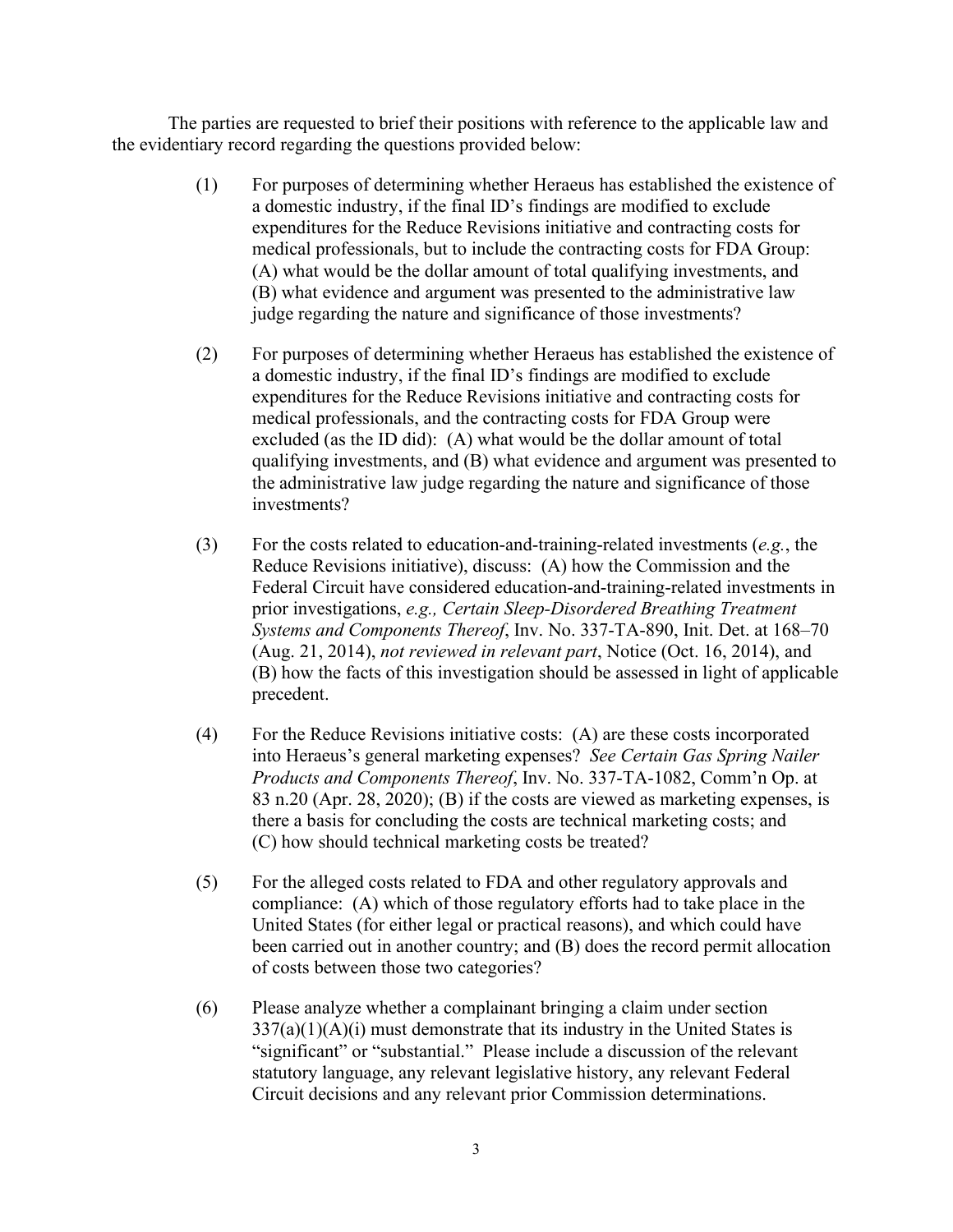The parties are requested to brief their positions with reference to the applicable law and the evidentiary record regarding the questions provided below:

(1) For purposes of determining whether Heraeus has established the existence of a domestic industry, if the final ID's findings are modified to exclude expenditures for the Reduce Revisions initiative and contracting costs for medical professionals, but to include the contracting costs for FDA Group: (A) what would be the dollar amount of total qualifying investments, and (B) what evidence and argument was presented to the administrative law judge regarding the nature and significance of those investments?

(2) For purposes of determining whether Heraeus has established the existence of a domestic industry, if the final ID's findings are modified to exclude expenditures for the Reduce Revisions initiative and contracting costs for medical professionals, and the contracting costs for FDA Group were excluded (as the ID did): (A) what would be the dollar amount of total qualifying investments, and (B) what evidence and argument was presented to the administrative law judge regarding the nature and significance of those investments?

(3) For the costs related to education-and-training-related investments (*e.g.*, the Reduce Revisions initiative), discuss: (A) how the Commission and the Federal Circuit have considered education-and-training-related investments in prior investigations, *e.g., Certain Sleep-Disordered Breathing Treatment Systems and Components Thereof*, Inv. No. 337-TA-890, Init. Det. at 168–70 (Aug. 21, 2014), *not reviewed in relevant part*, Notice (Oct. 16, 2014), and (B) how the facts of this investigation should be assessed in light of applicable precedent.

(4) For the Reduce Revisions initiative costs: (A) are these costs incorporated into Heraeus's general marketing expenses? *See Certain Gas Spring Nailer Products and Components Thereof*, Inv. No. 337-TA-1082, Comm'n Op. at 83 n.20 (Apr. 28, 2020); (B) if the costs are viewed as marketing expenses, is there a basis for concluding the costs are technical marketing costs; and (C) how should technical marketing costs be treated?

(5) For the alleged costs related to FDA and other regulatory approvals and compliance: (A) which of those regulatory efforts had to take place in the United States (for either legal or practical reasons), and which could have been carried out in another country; and (B) does the record permit allocation of costs between those two categories?

(6) Please analyze whether a complainant bringing a claim under section 337(a)(1)(A)(i) must demonstrate that its industry in the United States is "significant" or "substantial." Please include a discussion of the relevant statutory language, any relevant legislative history, any relevant Federal Circuit decisions and any relevant prior Commission determinations.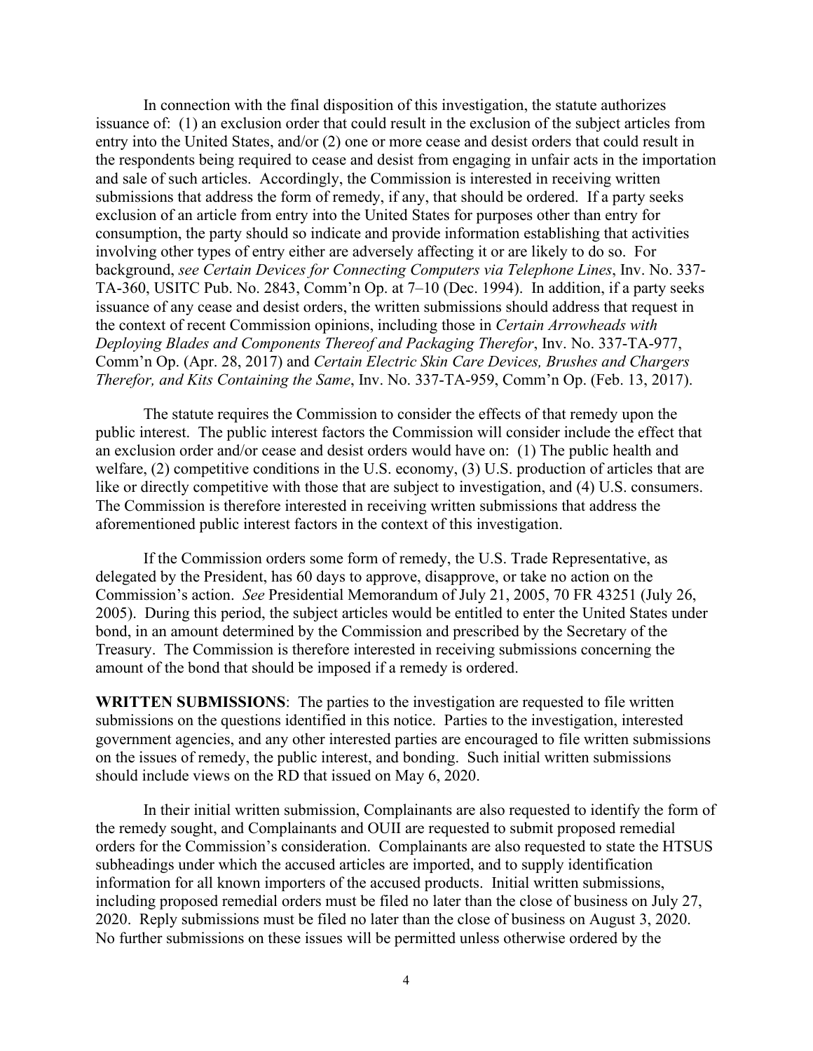In connection with the final disposition of this investigation, the statute authorizes issuance of: (1) an exclusion order that could result in the exclusion of the subject articles from entry into the United States, and/or (2) one or more cease and desist orders that could result in the respondents being required to cease and desist from engaging in unfair acts in the importation and sale of such articles. Accordingly, the Commission is interested in receiving written submissions that address the form of remedy, if any, that should be ordered. If a party seeks exclusion of an article from entry into the United States for purposes other than entry for consumption, the party should so indicate and provide information establishing that activities involving other types of entry either are adversely affecting it or are likely to do so. For background, *see Certain Devices for Connecting Computers via Telephone Lines*, Inv. No. 337-TA-360, USITC Pub. No. 2843, Comm'n Op. at 7–10 (Dec. 1994). In addition, if a party seeks issuance of any cease and desist orders, the written submissions should address that request in the context of recent Commission opinions, including those in *Certain Arrowheads with Deploying Blades and Components Thereof and Packaging Therefor*, Inv. No. 337-TA-977, Comm'n Op. (Apr. 28, 2017) and *Certain Electric Skin Care Devices, Brushes and Chargers Therefor, and Kits Containing the Same*, Inv. No. 337-TA-959, Comm'n Op. (Feb. 13, 2017).

The statute requires the Commission to consider the effects of that remedy upon the public interest. The public interest factors the Commission will consider include the effect that an exclusion order and/or cease and desist orders would have on: (1) The public health and welfare, (2) competitive conditions in the U.S. economy, (3) U.S. production of articles that are like or directly competitive with those that are subject to investigation, and (4) U.S. consumers. The Commission is therefore interested in receiving written submissions that address the aforementioned public interest factors in the context of this investigation.

If the Commission orders some form of remedy, the U.S. Trade Representative, as delegated by the President, has 60 days to approve, disapprove, or take no action on the Commission's action. *See* Presidential Memorandum of July 21, 2005, 70 FR 43251 (July 26, 2005). During this period, the subject articles would be entitled to enter the United States under bond, in an amount determined by the Commission and prescribed by the Secretary of the Treasury. The Commission is therefore interested in receiving submissions concerning the amount of the bond that should be imposed if a remedy is ordered.

**WRITTEN SUBMISSIONS**: The parties to the investigation are requested to file written submissions on the questions identified in this notice. Parties to the investigation, interested government agencies, and any other interested parties are encouraged to file written submissions on the issues of remedy, the public interest, and bonding. Such initial written submissions should include views on the RD that issued on May 6, 2020.

In their initial written submission, Complainants are also requested to identify the form of the remedy sought, and Complainants and OUII are requested to submit proposed remedial orders for the Commission's consideration. Complainants are also requested to state the HTSUS subheadings under which the accused articles are imported, and to supply identification information for all known importers of the accused products. Initial written submissions, including proposed remedial orders must be filed no later than the close of business on July 27, 2020. Reply submissions must be filed no later than the close of business on August 3, 2020. No further submissions on these issues will be permitted unless otherwise ordered by the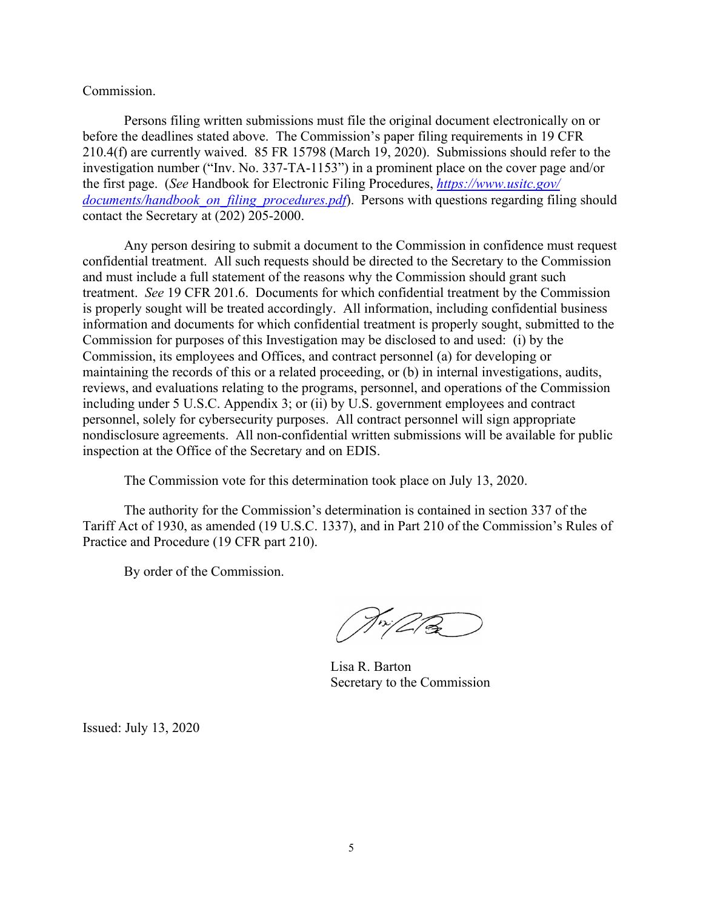Commission.

Persons filing written submissions must file the original document electronically on or before the deadlines stated above. The Commission's paper filing requirements in 19 CFR 210.4(f) are currently waived. 85 FR 15798 (March 19, 2020). Submissions should refer to the investigation number ("Inv. No. 337-TA-1153") in a prominent place on the cover page and/or the first page. (*See* Handbook for Electronic Filing Procedures, *https://www.usitc.gov/documents/handbook_on_filing_procedures.pdf*). Persons with questions regarding filing should contact the Secretary at (202) 205-2000.

Any person desiring to submit a document to the Commission in confidence must request confidential treatment. All such requests should be directed to the Secretary to the Commission and must include a full statement of the reasons why the Commission should grant such treatment. *See* 19 CFR 201.6. Documents for which confidential treatment by the Commission is properly sought will be treated accordingly. All information, including confidential business information and documents for which confidential treatment is properly sought, submitted to the Commission for purposes of this Investigation may be disclosed to and used: (i) by the Commission, its employees and Offices, and contract personnel (a) for developing or maintaining the records of this or a related proceeding, or (b) in internal investigations, audits, reviews, and evaluations relating to the programs, personnel, and operations of the Commission including under 5 U.S.C. Appendix 3; or (ii) by U.S. government employees and contract personnel, solely for cybersecurity purposes. All contract personnel will sign appropriate nondisclosure agreements. All non-confidential written submissions will be available for public inspection at the Office of the Secretary and on EDIS.

The Commission vote for this determination took place on July 13, 2020.

The authority for the Commission's determination is contained in section 337 of the Tariff Act of 1930, as amended (19 U.S.C. 1337), and in Part 210 of the Commission's Rules of Practice and Procedure (19 CFR part 210).

By order of the Commission.

Lisa R. Barton
Secretary to the Commission

Issued: July 13, 2020